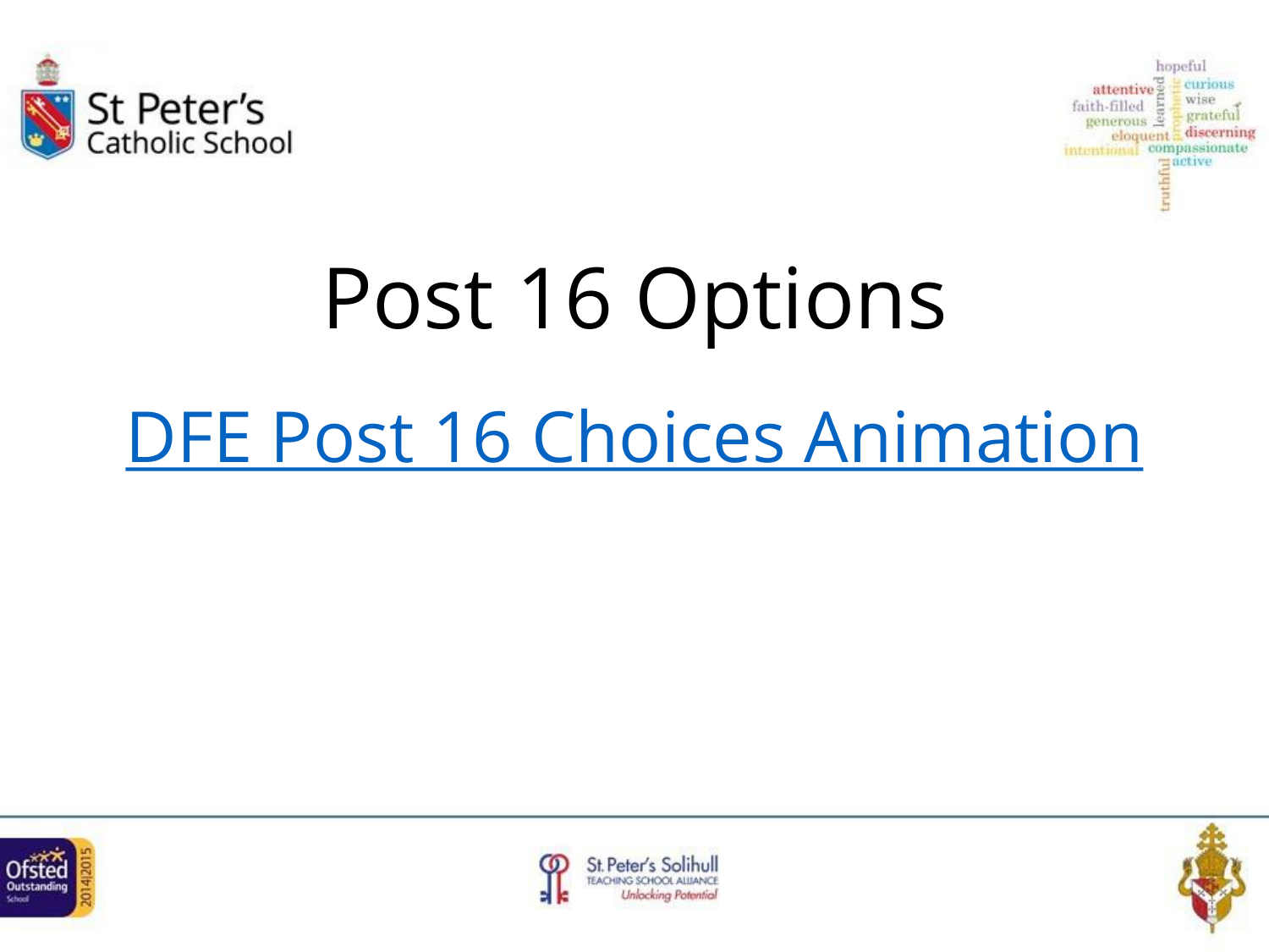# Post 16 Options

DFE Post 16 Choices Animation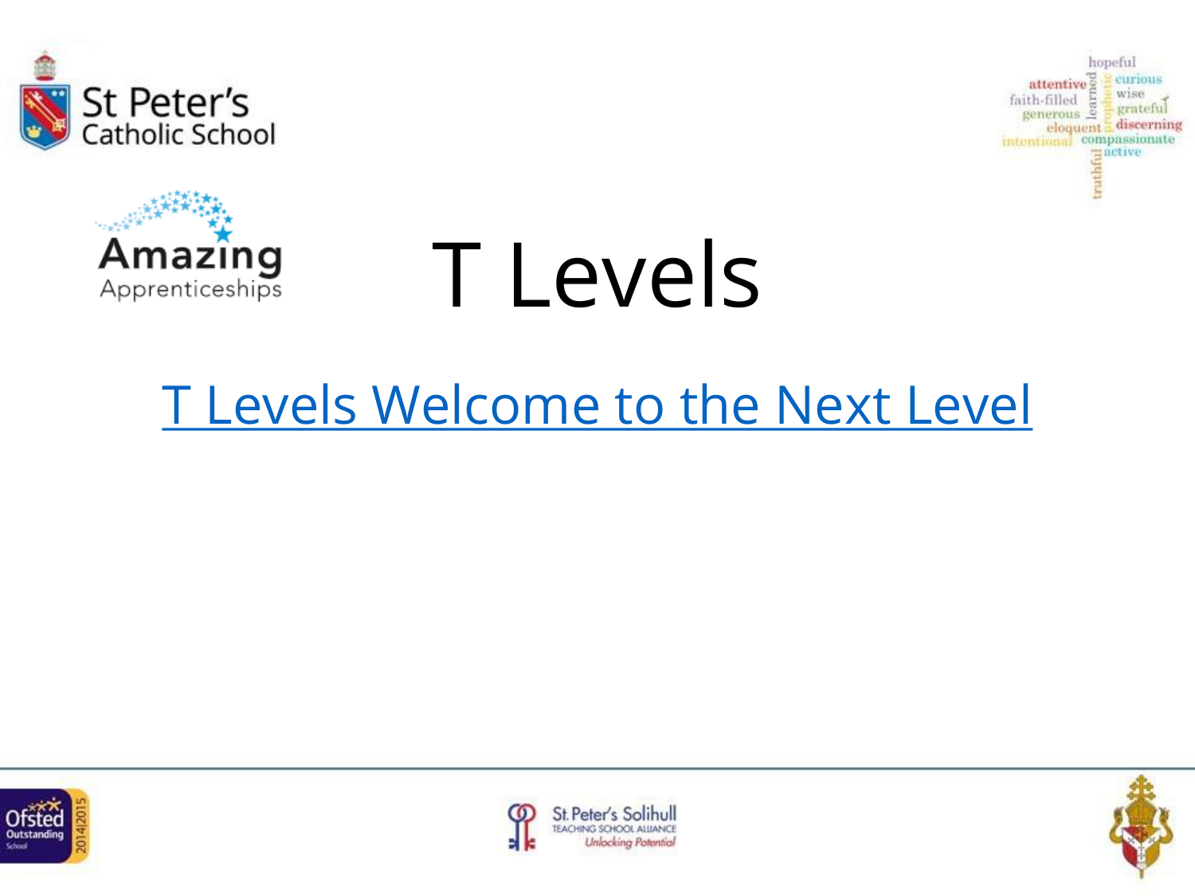# T Levels

T Levels Welcome to the Next Level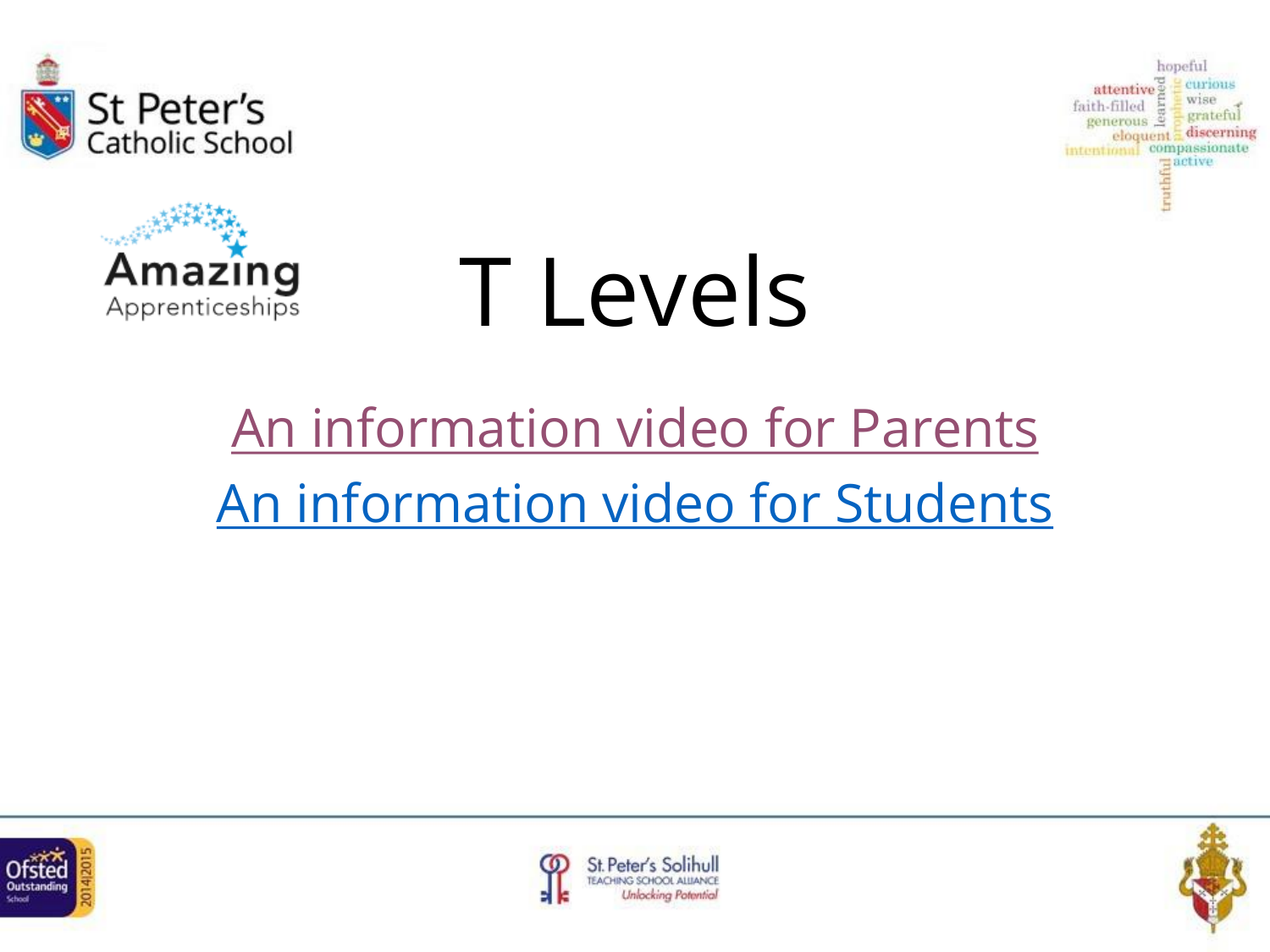# T Levels

An information video for Parents

An information video for Students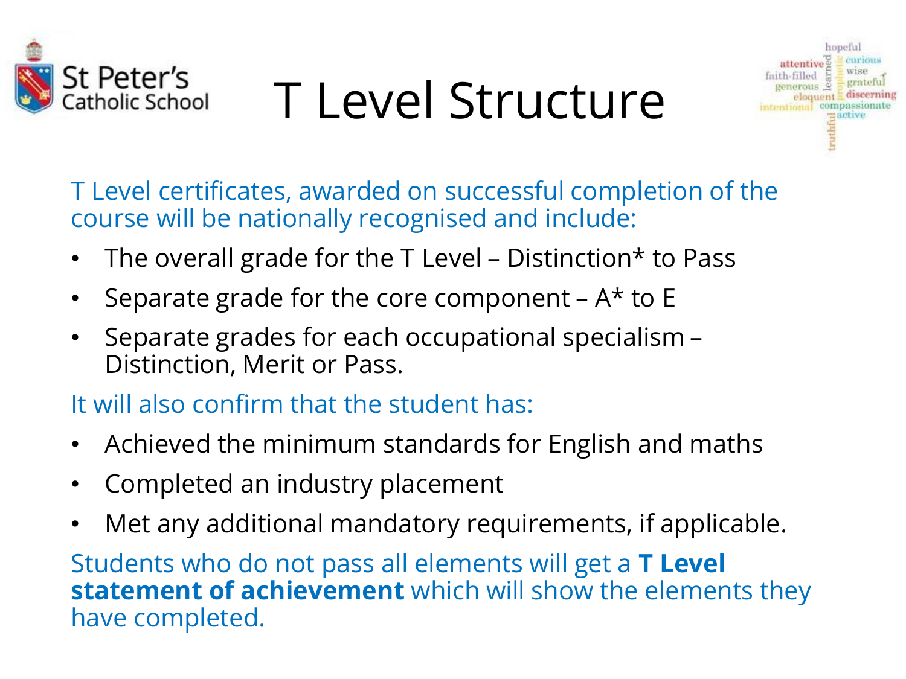# T Level Structure

T Level certificates, awarded on successful completion of the course will be nationally recognised and include:

- The overall grade for the T Level – Distinction* to Pass
- Separate grade for the core component – A* to E
- Separate grades for each occupational specialism – Distinction, Merit or Pass.

It will also confirm that the student has:

- Achieved the minimum standards for English and maths
- Completed an industry placement
- Met any additional mandatory requirements, if applicable.

Students who do not pass all elements will get a **T Level statement of achievement** which will show the elements they have completed.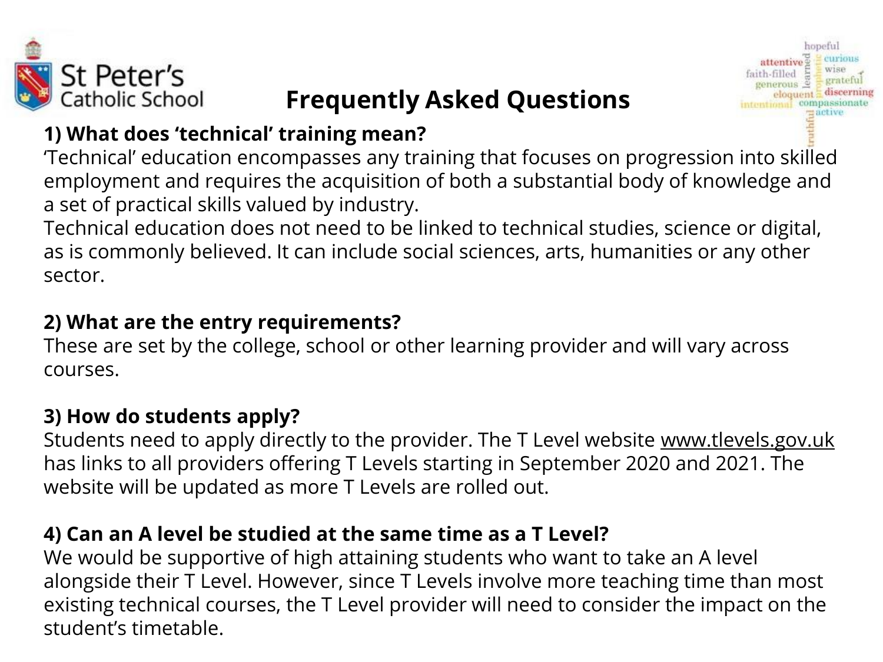# Frequently Asked Questions

### 1) What does 'technical' training mean?

'Technical' education encompasses any training that focuses on progression into skilled employment and requires the acquisition of both a substantial body of knowledge and a set of practical skills valued by industry.

Technical education does not need to be linked to technical studies, science or digital, as is commonly believed. It can include social sciences, arts, humanities or any other sector.

### 2) What are the entry requirements?

These are set by the college, school or other learning provider and will vary across courses.

### 3) How do students apply?

Students need to apply directly to the provider. The T Level website www.tlevels.gov.uk has links to all providers offering T Levels starting in September 2020 and 2021. The website will be updated as more T Levels are rolled out.

### 4) Can an A level be studied at the same time as a T Level?

We would be supportive of high attaining students who want to take an A level alongside their T Level. However, since T Levels involve more teaching time than most existing technical courses, the T Level provider will need to consider the impact on the student's timetable.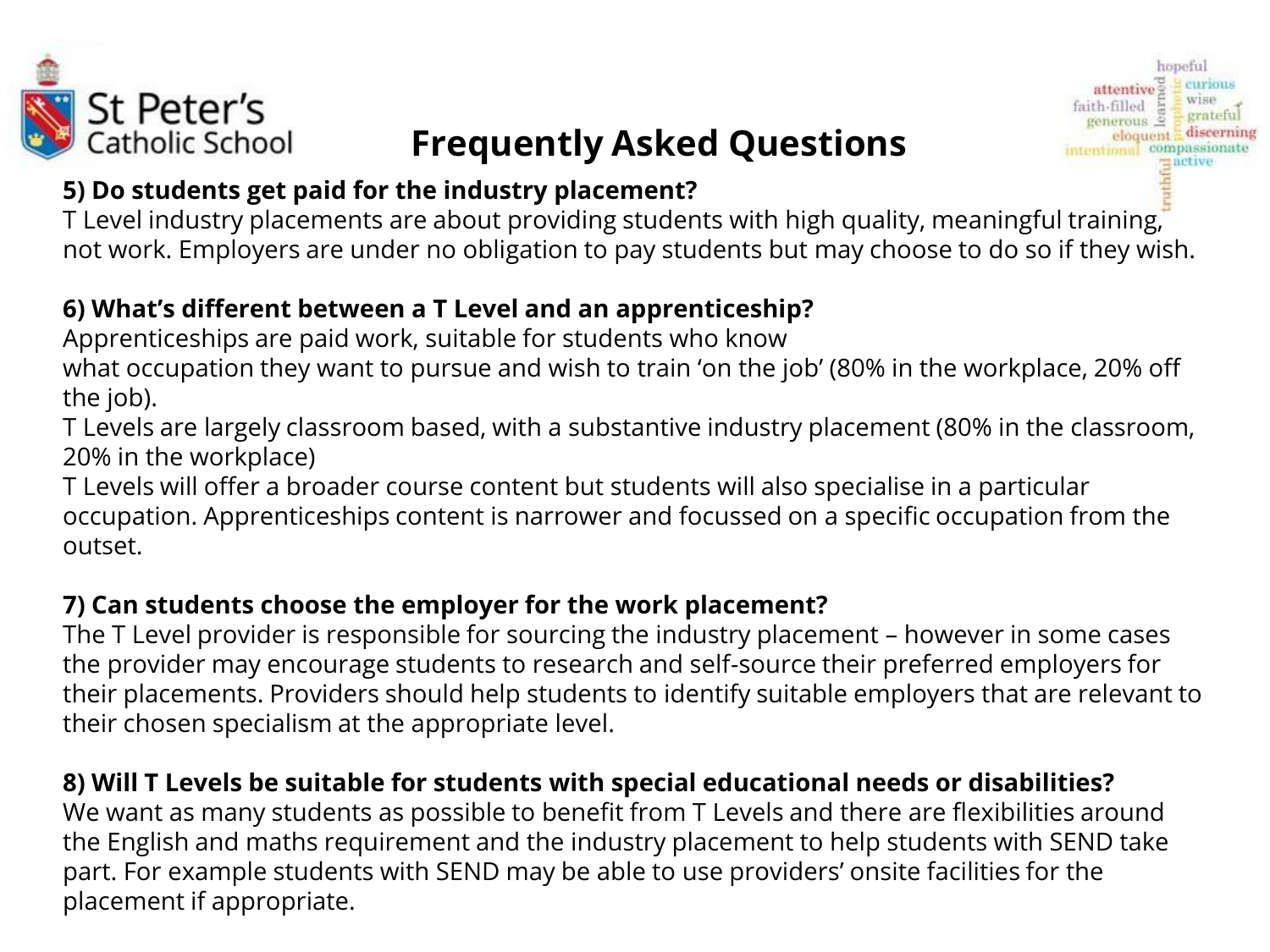# Frequently Asked Questions

**5) Do students get paid for the industry placement?**

T Level industry placements are about providing students with high quality, meaningful training, not work. Employers are under no obligation to pay students but may choose to do so if they wish.

**6) What's different between a T Level and an apprenticeship?**

Apprenticeships are paid work, suitable for students who know what occupation they want to pursue and wish to train 'on the job' (80% in the workplace, 20% off the job).

T Levels are largely classroom based, with a substantive industry placement (80% in the classroom, 20% in the workplace)

T Levels will offer a broader course content but students will also specialise in a particular occupation. Apprenticeships content is narrower and focussed on a specific occupation from the outset.

**7) Can students choose the employer for the work placement?**

The T Level provider is responsible for sourcing the industry placement – however in some cases the provider may encourage students to research and self-source their preferred employers for their placements. Providers should help students to identify suitable employers that are relevant to their chosen specialism at the appropriate level.

**8) Will T Levels be suitable for students with special educational needs or disabilities?**

We want as many students as possible to benefit from T Levels and there are flexibilities around the English and maths requirement and the industry placement to help students with SEND take part. For example students with SEND may be able to use providers' onsite facilities for the placement if appropriate.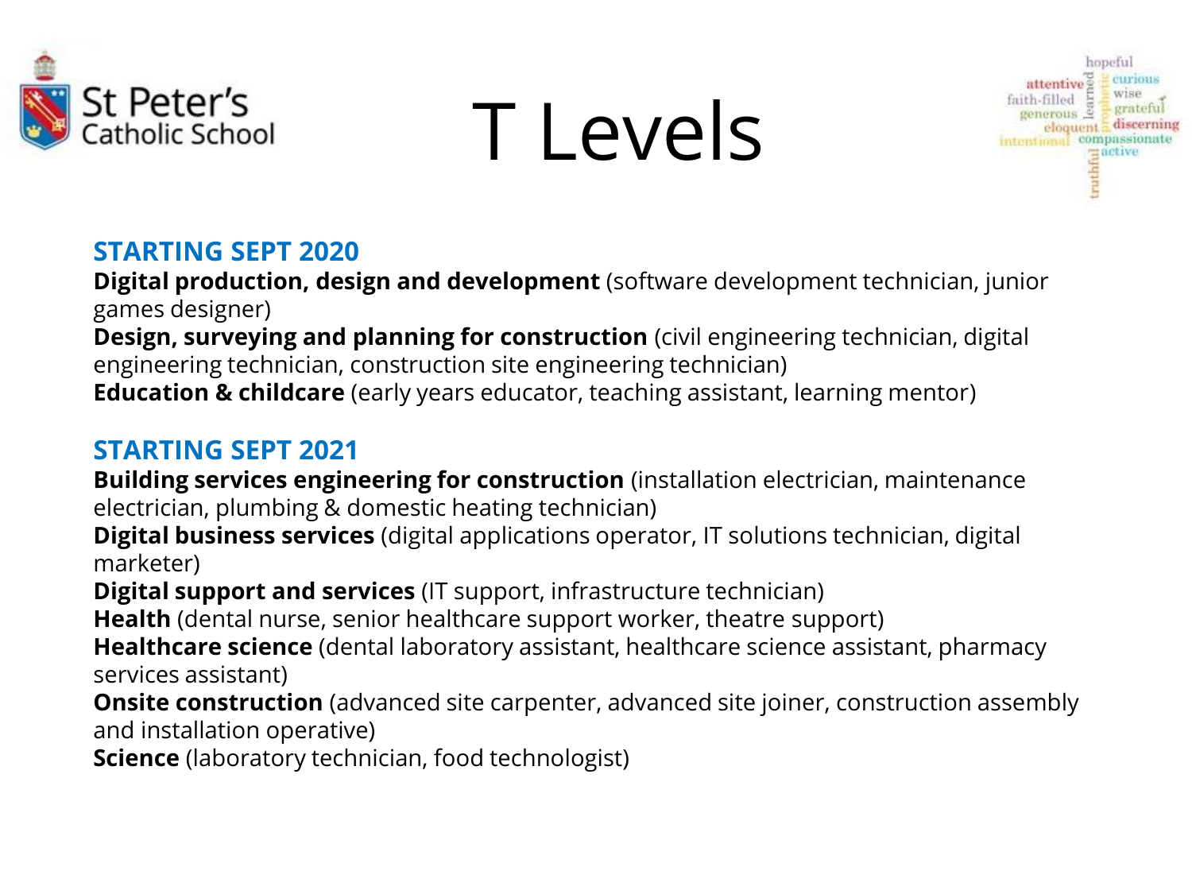# T Levels

## STARTING SEPT 2020

**Digital production, design and development** (software development technician, junior games designer)

**Design, surveying and planning for construction** (civil engineering technician, digital engineering technician, construction site engineering technician)

**Education & childcare** (early years educator, teaching assistant, learning mentor)

## STARTING SEPT 2021

**Building services engineering for construction** (installation electrician, maintenance electrician, plumbing & domestic heating technician)

**Digital business services** (digital applications operator, IT solutions technician, digital marketer)

**Digital support and services** (IT support, infrastructure technician)

**Health** (dental nurse, senior healthcare support worker, theatre support)

**Healthcare science** (dental laboratory assistant, healthcare science assistant, pharmacy services assistant)

**Onsite construction** (advanced site carpenter, advanced site joiner, construction assembly and installation operative)

**Science** (laboratory technician, food technologist)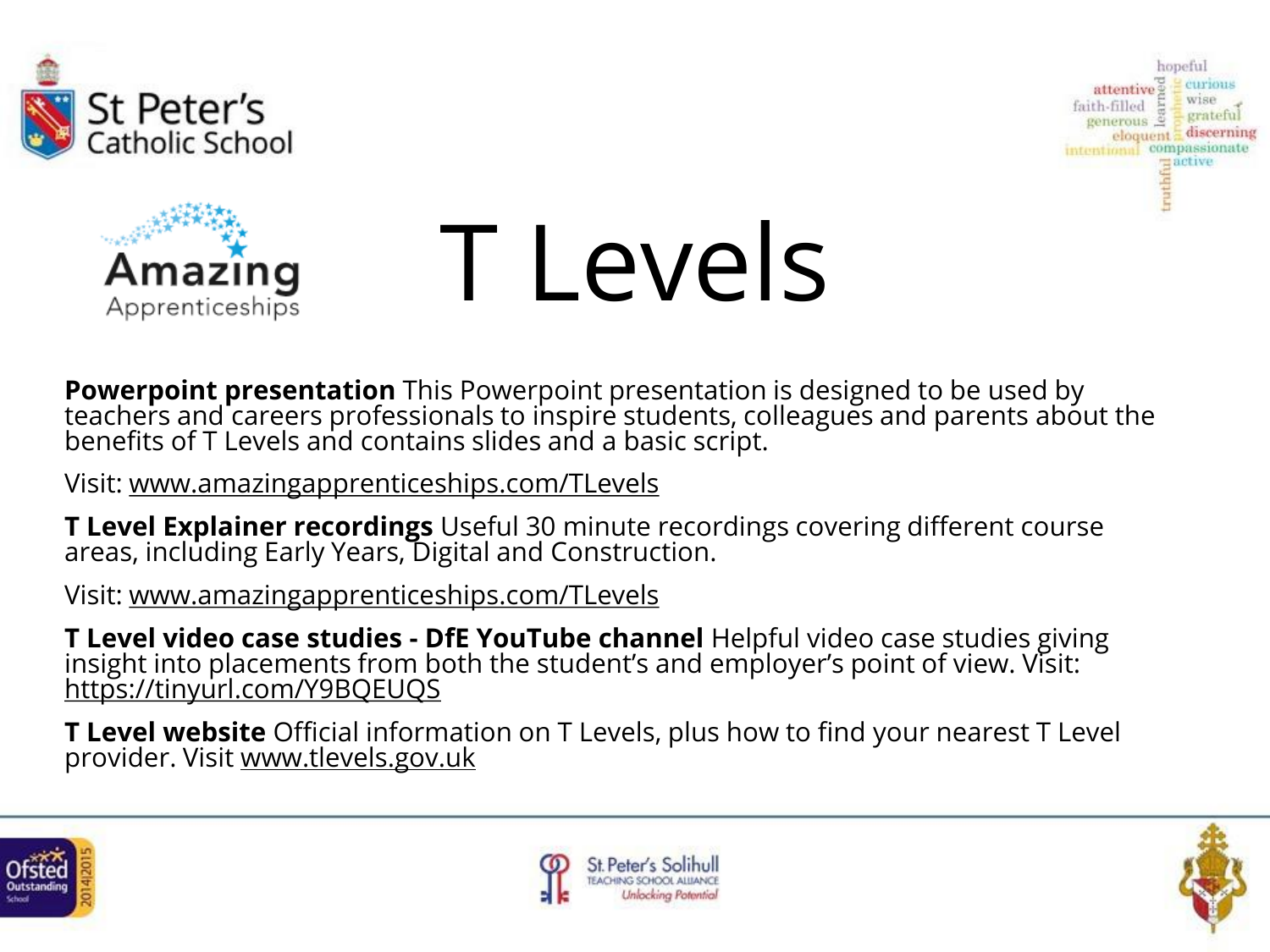# T Levels

**Powerpoint presentation** This Powerpoint presentation is designed to be used by teachers and careers professionals to inspire students, colleagues and parents about the benefits of T Levels and contains slides and a basic script.

Visit: www.amazingapprenticeships.com/TLevels

**T Level Explainer recordings** Useful 30 minute recordings covering different course areas, including Early Years, Digital and Construction.

Visit: www.amazingapprenticeships.com/TLevels

**T Level video case studies - DfE YouTube channel** Helpful video case studies giving insight into placements from both the student's and employer's point of view. Visit: https://tinyurl.com/Y9BQEUQS

**T Level website** Official information on T Levels, plus how to find your nearest T Level provider. Visit www.tlevels.gov.uk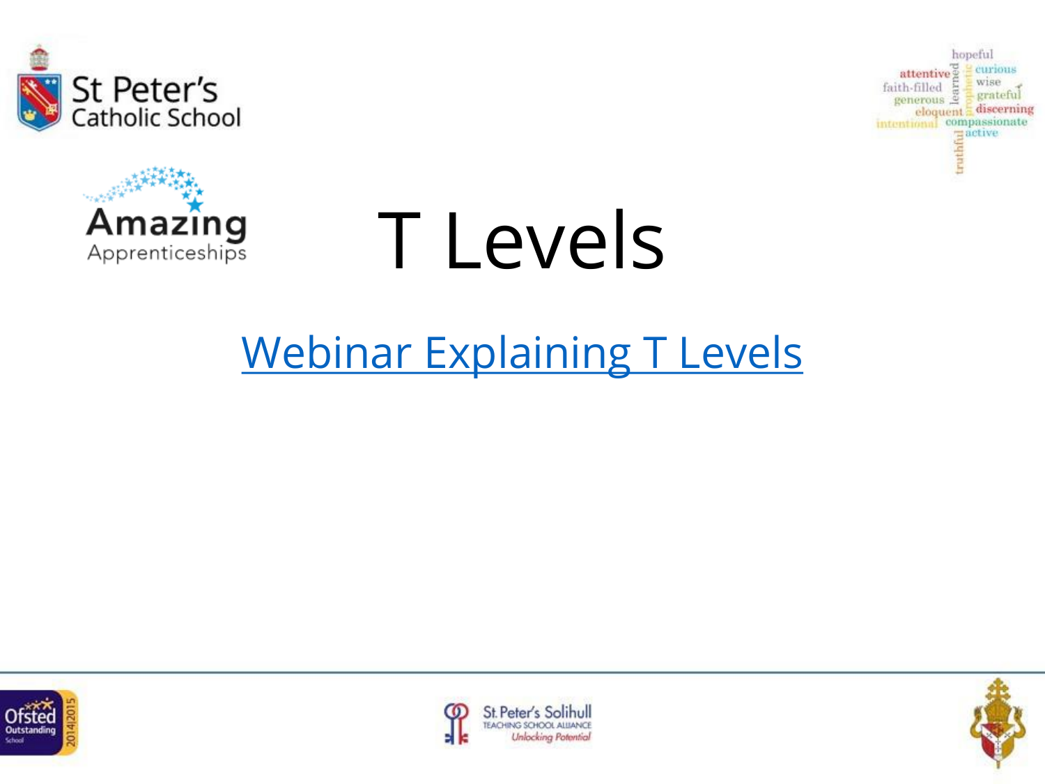# T Levels

Webinar Explaining T Levels